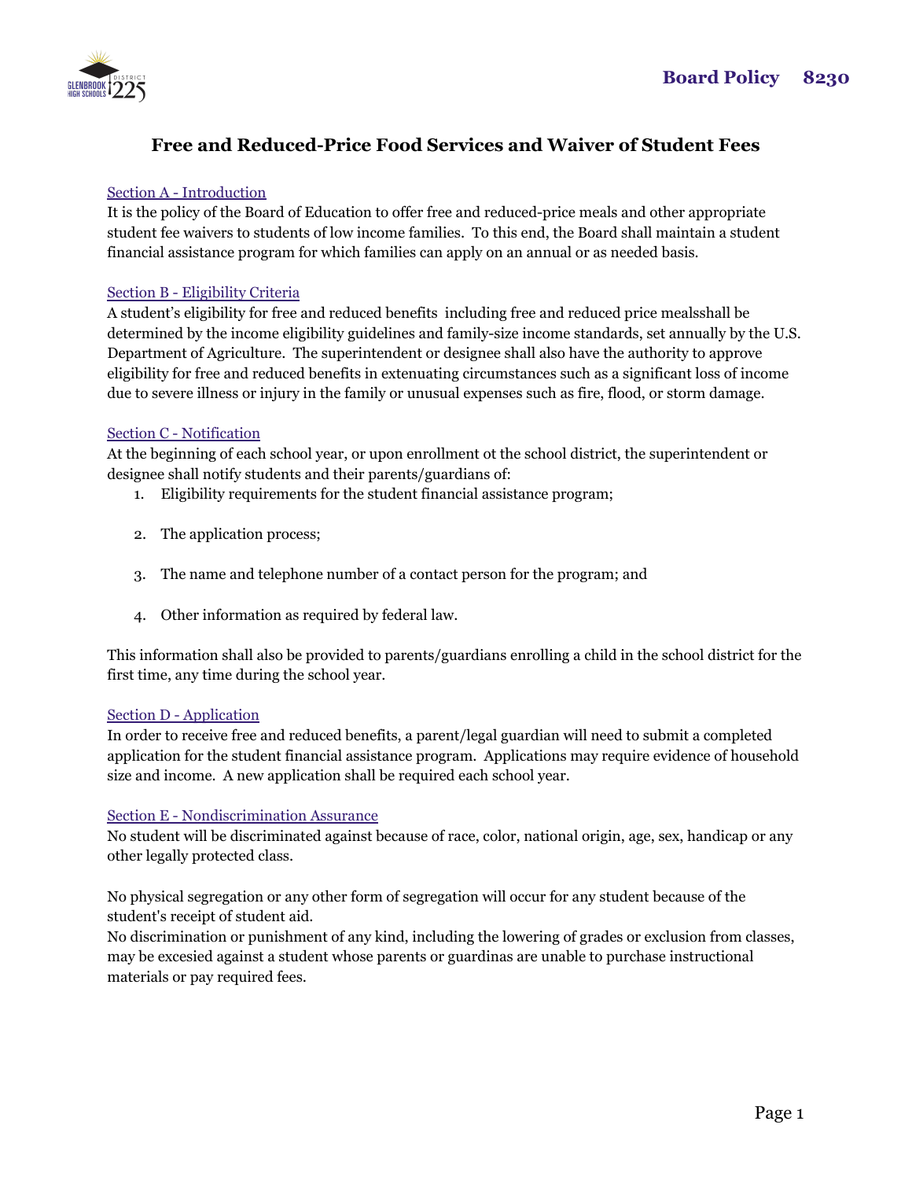**Board Policy 8230**

# Free and Reduced-Price Food Services and Waiver of Student Fees

## Section A - Introduction

It is the policy of the Board of Education to offer free and reduced-price meals and other appropriate student fee waivers to students of low income families. To this end, the Board shall maintain a student financial assistance program for which families can apply on an annual or as needed basis.

## Section B - Eligibility Criteria

A student's eligibility for free and reduced benefits including free and reduced price mealsshall be determined by the income eligibility guidelines and family-size income standards, set annually by the U.S. Department of Agriculture. The superintendent or designee shall also have the authority to approve eligibility for free and reduced benefits in extenuating circumstances such as a significant loss of income due to severe illness or injury in the family or unusual expenses such as fire, flood, or storm damage.

## Section C - Notification

At the beginning of each school year, or upon enrollment ot the school district, the superintendent or designee shall notify students and their parents/guardians of:

1. Eligibility requirements for the student financial assistance program;
2. The application process;
3. The name and telephone number of a contact person for the program; and
4. Other information as required by federal law.

This information shall also be provided to parents/guardians enrolling a child in the school district for the first time, any time during the school year.

## Section D - Application

In order to receive free and reduced benefits, a parent/legal guardian will need to submit a completed application for the student financial assistance program. Applications may require evidence of household size and income. A new application shall be required each school year.

## Section E - Nondiscrimination Assurance

No student will be discriminated against because of race, color, national origin, age, sex, handicap or any other legally protected class.

No physical segregation or any other form of segregation will occur for any student because of the student's receipt of student aid.

No discrimination or punishment of any kind, including the lowering of grades or exclusion from classes, may be excesied against a student whose parents or guardinas are unable to purchase instructional materials or pay required fees.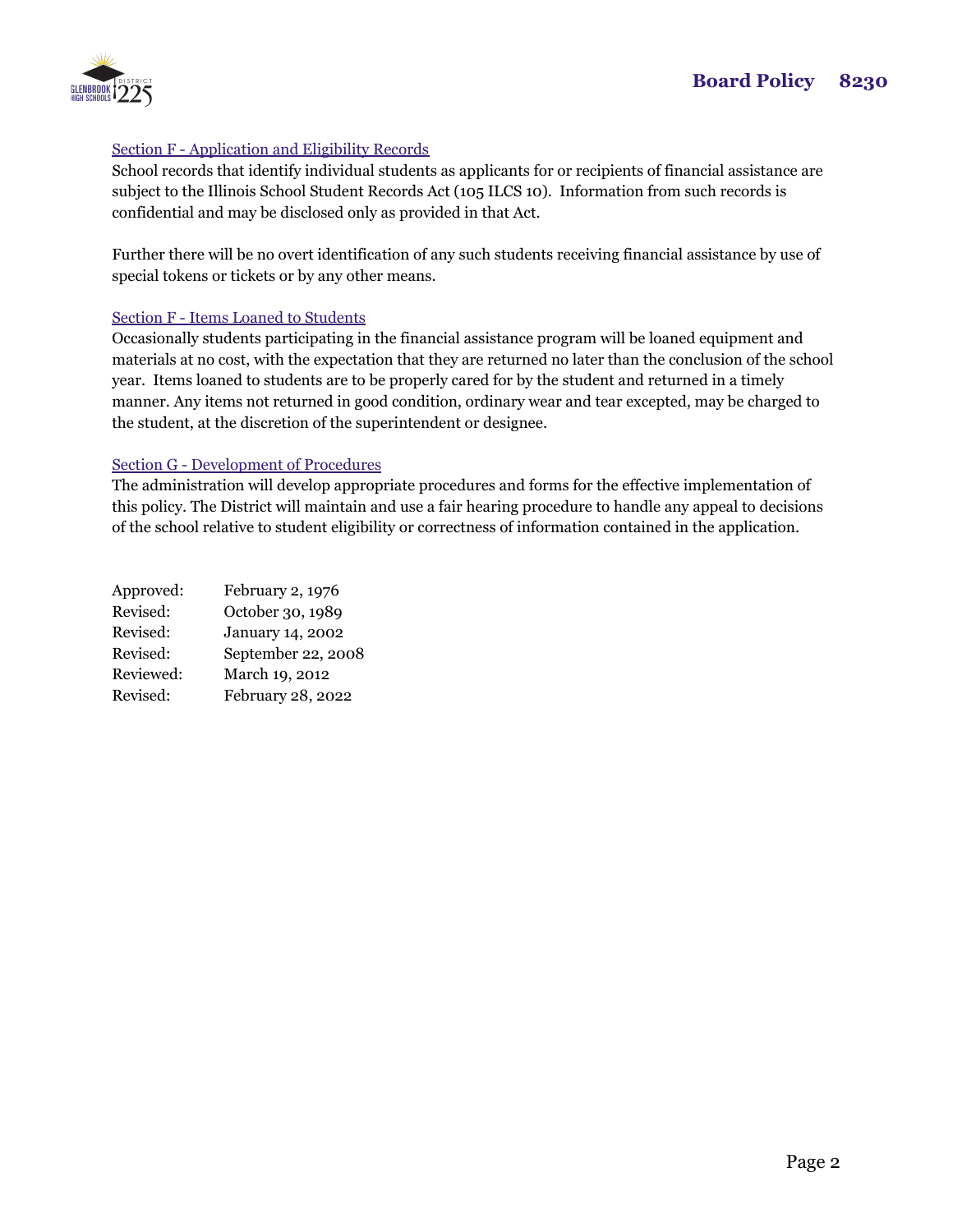Section F - Application and Eligibility Records

School records that identify individual students as applicants for or recipients of financial assistance are subject to the Illinois School Student Records Act (105 ILCS 10). Information from such records is confidential and may be disclosed only as provided in that Act.

Further there will be no overt identification of any such students receiving financial assistance by use of special tokens or tickets or by any other means.

Section F - Items Loaned to Students

Occasionally students participating in the financial assistance program will be loaned equipment and materials at no cost, with the expectation that they are returned no later than the conclusion of the school year. Items loaned to students are to be properly cared for by the student and returned in a timely manner. Any items not returned in good condition, ordinary wear and tear excepted, may be charged to the student, at the discretion of the superintendent or designee.

Section G - Development of Procedures

The administration will develop appropriate procedures and forms for the effective implementation of this policy. The District will maintain and use a fair hearing procedure to handle any appeal to decisions of the school relative to student eligibility or correctness of information contained in the application.

| | |
|---|---|
| Approved: | February 2, 1976 |
| Revised: | October 30, 1989 |
| Revised: | January 14, 2002 |
| Revised: | September 22, 2008 |
| Reviewed: | March 19, 2012 |
| Revised: | February 28, 2022 |